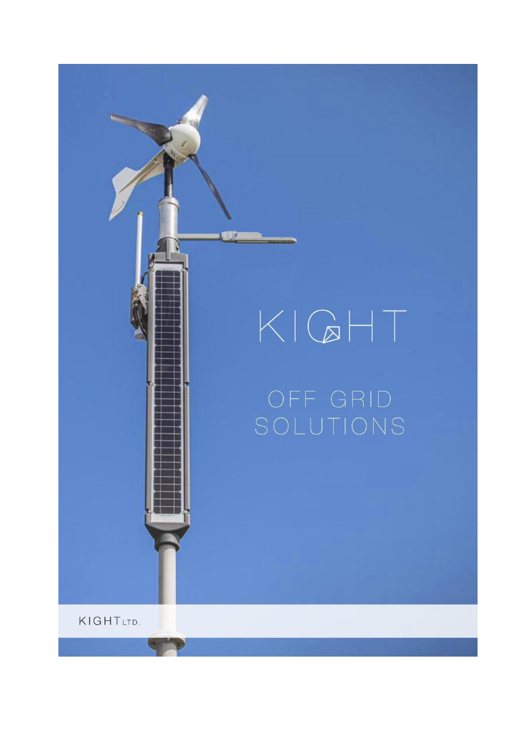# KIGHT

## OFF GRID SOLUTIONS

KIGHT LTD.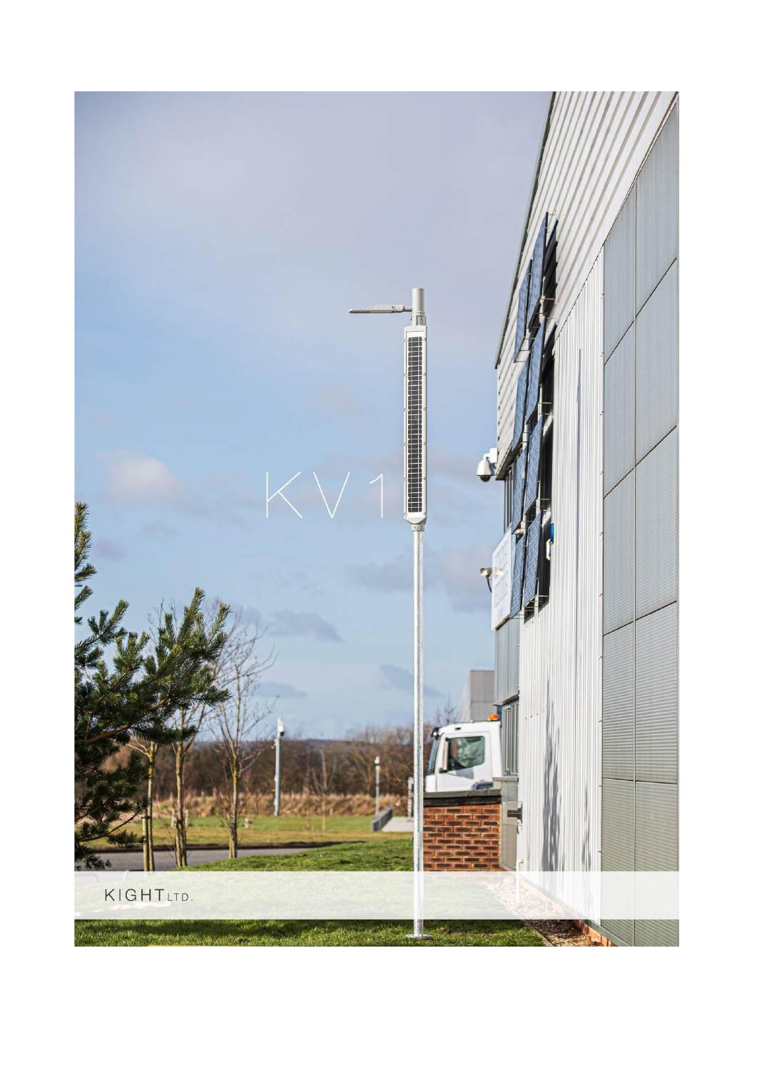# KV1

KIGHT LTD.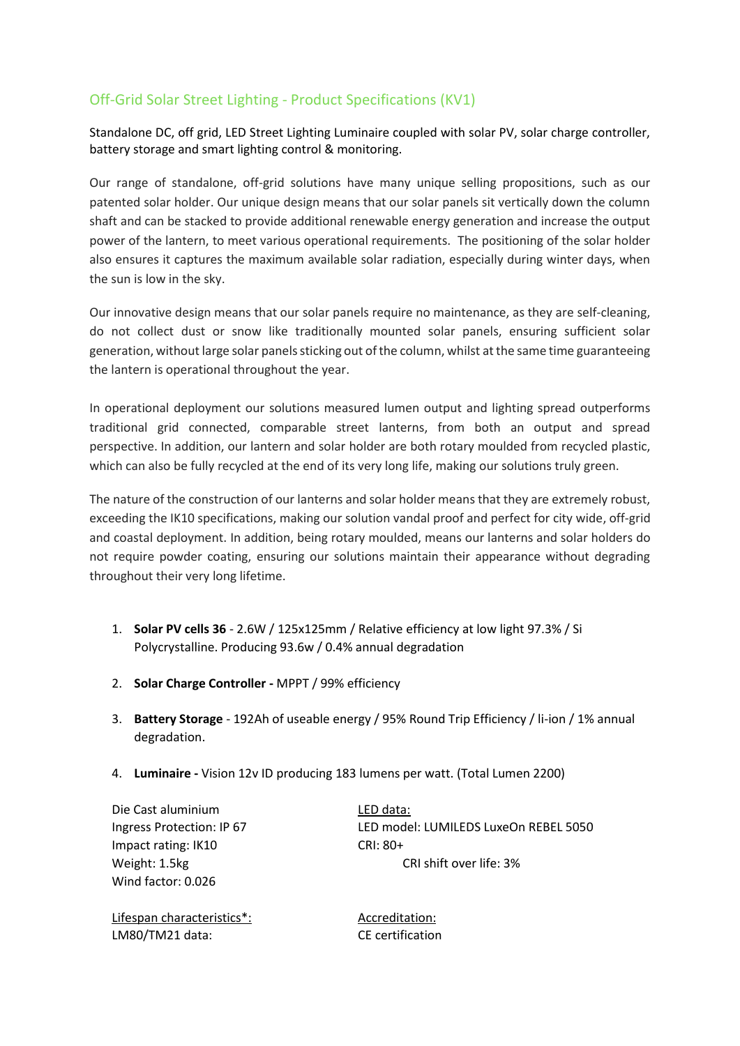## Off-Grid Solar Street Lighting - Product Specifications (KV1)

Standalone DC, off grid, LED Street Lighting Luminaire coupled with solar PV, solar charge controller, battery storage and smart lighting control & monitoring.

Our range of standalone, off-grid solutions have many unique selling propositions, such as our patented solar holder. Our unique design means that our solar panels sit vertically down the column shaft and can be stacked to provide additional renewable energy generation and increase the output power of the lantern, to meet various operational requirements. The positioning of the solar holder also ensures it captures the maximum available solar radiation, especially during winter days, when the sun is low in the sky.

Our innovative design means that our solar panels require no maintenance, as they are self-cleaning, do not collect dust or snow like traditionally mounted solar panels, ensuring sufficient solar generation, without large solar panels sticking out of the column, whilst at the same time guaranteeing the lantern is operational throughout the year.

In operational deployment our solutions measured lumen output and lighting spread outperforms traditional grid connected, comparable street lanterns, from both an output and spread perspective. In addition, our lantern and solar holder are both rotary moulded from recycled plastic, which can also be fully recycled at the end of its very long life, making our solutions truly green.

The nature of the construction of our lanterns and solar holder means that they are extremely robust, exceeding the IK10 specifications, making our solution vandal proof and perfect for city wide, off-grid and coastal deployment. In addition, being rotary moulded, means our lanterns and solar holders do not require powder coating, ensuring our solutions maintain their appearance without degrading throughout their very long lifetime.

1. **Solar PV cells 36** - 2.6W / 125x125mm / Relative efficiency at low light 97.3% / Si Polycrystalline. Producing 93.6w / 0.4% annual degradation
2. **Solar Charge Controller -** MPPT / 99% efficiency
3. **Battery Storage** - 192Ah of useable energy / 95% Round Trip Efficiency / li-ion / 1% annual degradation.
4. **Luminaire -** Vision 12v ID producing 183 lumens per watt. (Total Lumen 2200)

Die Cast aluminium
Ingress Protection: IP 67
Impact rating: IK10
Weight: 1.5kg
Wind factor: 0.026

LED data:
LED model: LUMILEDS LuxeOn REBEL 5050
CRI: 80+
CRI shift over life: 3%

Lifespan characteristics*:
LM80/TM21 data:

Accreditation:
CE certification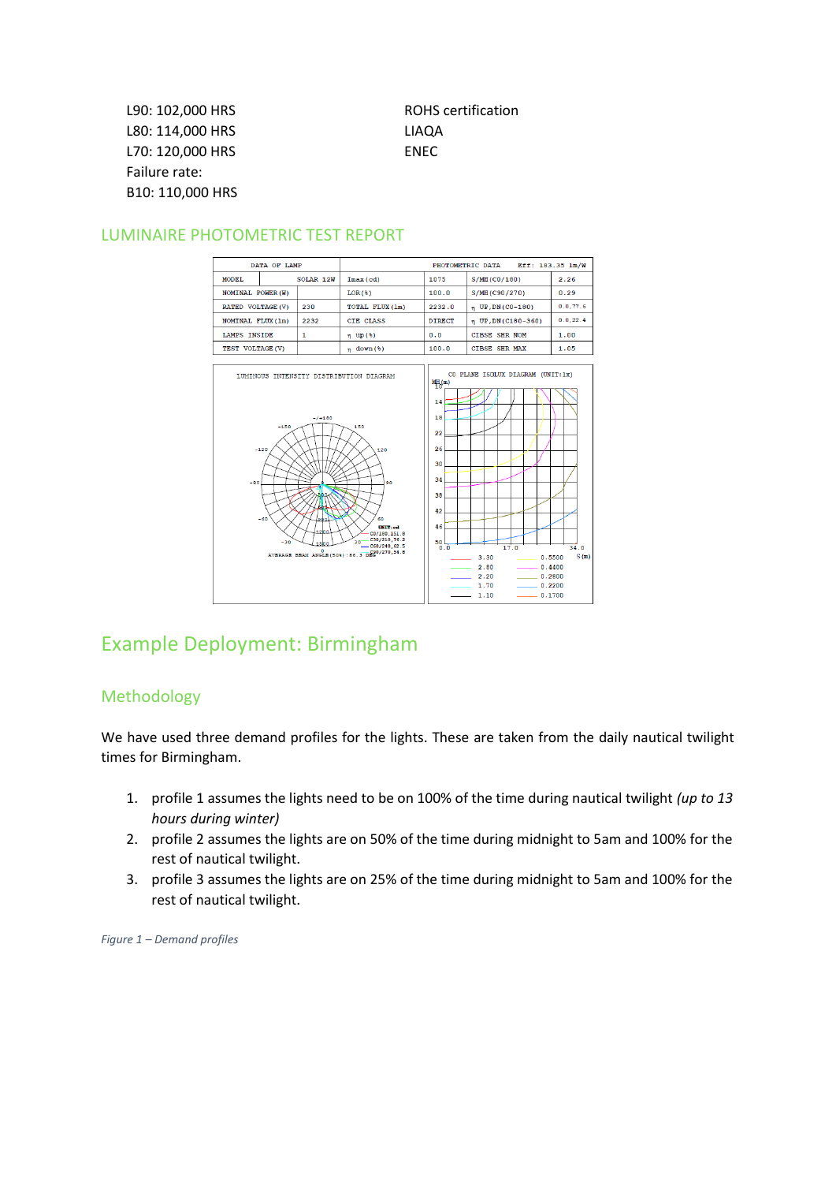L90: 102,000 HRS
L80: 114,000 HRS
L70: 120,000 HRS
Failure rate:
B10: 110,000 HRS

ROHS certification
LIAQA
ENEC

## LUMINAIRE PHOTOMETRIC TEST REPORT

| DATA OF LAMP | | PHOTOMETRIC DATA Eff: 183.35 lm/W | | | |
|---|---|---|---|---|---|
| MODEL | SOLAR 12W | Imax(cd) | 1075 | S/MH(C0/180) | 2.26 |
| NOMINAL POWER(W) | | LOR(%) | 100.0 | S/MH(C90/270) | 0.29 |
| RATED VOLTAGE(V) | 230 | TOTAL FLUX(lm) | 2232.0 | η UP,DN(C0-180) | 0.0,77.6 |
| NOMINAL FLUX(lm) | 2232 | CIE CLASS | DIRECT | η UP,DN(C180-360) | 0.0,22.4 |
| LAMPS INSIDE | 1 | η up(%) | 0.0 | CIBSE SHR NOM | 1.00 |
| TEST VOLTAGE(V) | | η down(%) | 100.0 | CIBSE SHR MAX | 1.05 |

# Example Deployment: Birmingham

## Methodology

We have used three demand profiles for the lights. These are taken from the daily nautical twilight times for Birmingham.

1. profile 1 assumes the lights need to be on 100% of the time during nautical twilight *(up to 13 hours during winter)*
2. profile 2 assumes the lights are on 50% of the time during midnight to 5am and 100% for the rest of nautical twilight.
3. profile 3 assumes the lights are on 25% of the time during midnight to 5am and 100% for the rest of nautical twilight.

*Figure 1 – Demand profiles*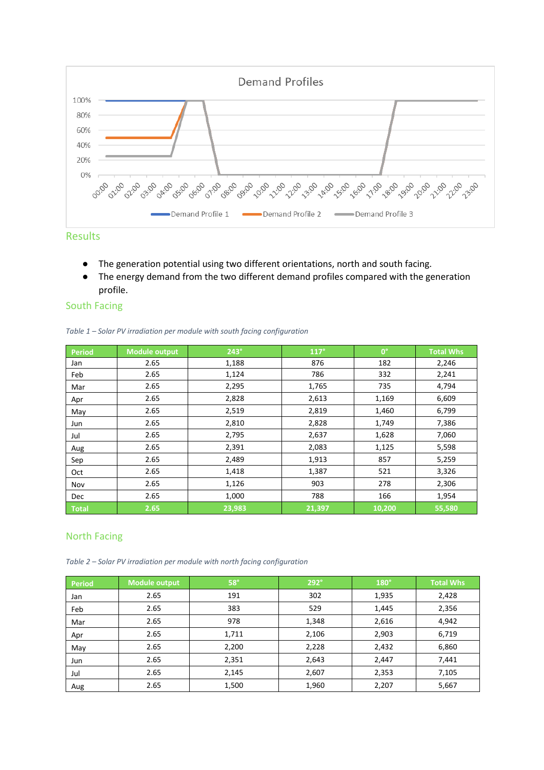Demand Profiles

100%
80%
60%
40%
20%
0%

00:00 01:00 02:00 03:00 04:00 05:00 06:00 07:00 08:00 09:00 10:00 11:00 12:00 13:00 14:00 15:00 16:00 17:00 18:00 19:00 20:00 21:00 22:00 23:00

Demand Profile 1 · Demand Profile 2 · Demand Profile 3

## Results

- The generation potential using two different orientations, north and south facing.
- The energy demand from the two different demand profiles compared with the generation profile.

### South Facing

*Table 1 – Solar PV irradiation per module with south facing configuration*

| Period | Module output | 243° | 117° | 0° | Total Whs |
|---|---|---|---|---|---|
| Jan | 2.65 | 1,188 | 876 | 182 | 2,246 |
| Feb | 2.65 | 1,124 | 786 | 332 | 2,241 |
| Mar | 2.65 | 2,295 | 1,765 | 735 | 4,794 |
| Apr | 2.65 | 2,828 | 2,613 | 1,169 | 6,609 |
| May | 2.65 | 2,519 | 2,819 | 1,460 | 6,799 |
| Jun | 2.65 | 2,810 | 2,828 | 1,749 | 7,386 |
| Jul | 2.65 | 2,795 | 2,637 | 1,628 | 7,060 |
| Aug | 2.65 | 2,391 | 2,083 | 1,125 | 5,598 |
| Sep | 2.65 | 2,489 | 1,913 | 857 | 5,259 |
| Oct | 2.65 | 1,418 | 1,387 | 521 | 3,326 |
| Nov | 2.65 | 1,126 | 903 | 278 | 2,306 |
| Dec | 2.65 | 1,000 | 788 | 166 | 1,954 |
| **Total** | **2.65** | **23,983** | **21,397** | **10,200** | **55,580** |

### North Facing

*Table 2 – Solar PV irradiation per module with north facing configuration*

| Period | Module output | 58° | 292° | 180° | Total Whs |
|---|---|---|---|---|---|
| Jan | 2.65 | 191 | 302 | 1,935 | 2,428 |
| Feb | 2.65 | 383 | 529 | 1,445 | 2,356 |
| Mar | 2.65 | 978 | 1,348 | 2,616 | 4,942 |
| Apr | 2.65 | 1,711 | 2,106 | 2,903 | 6,719 |
| May | 2.65 | 2,200 | 2,228 | 2,432 | 6,860 |
| Jun | 2.65 | 2,351 | 2,643 | 2,447 | 7,441 |
| Jul | 2.65 | 2,145 | 2,607 | 2,353 | 7,105 |
| Aug | 2.65 | 1,500 | 1,960 | 2,207 | 5,667 |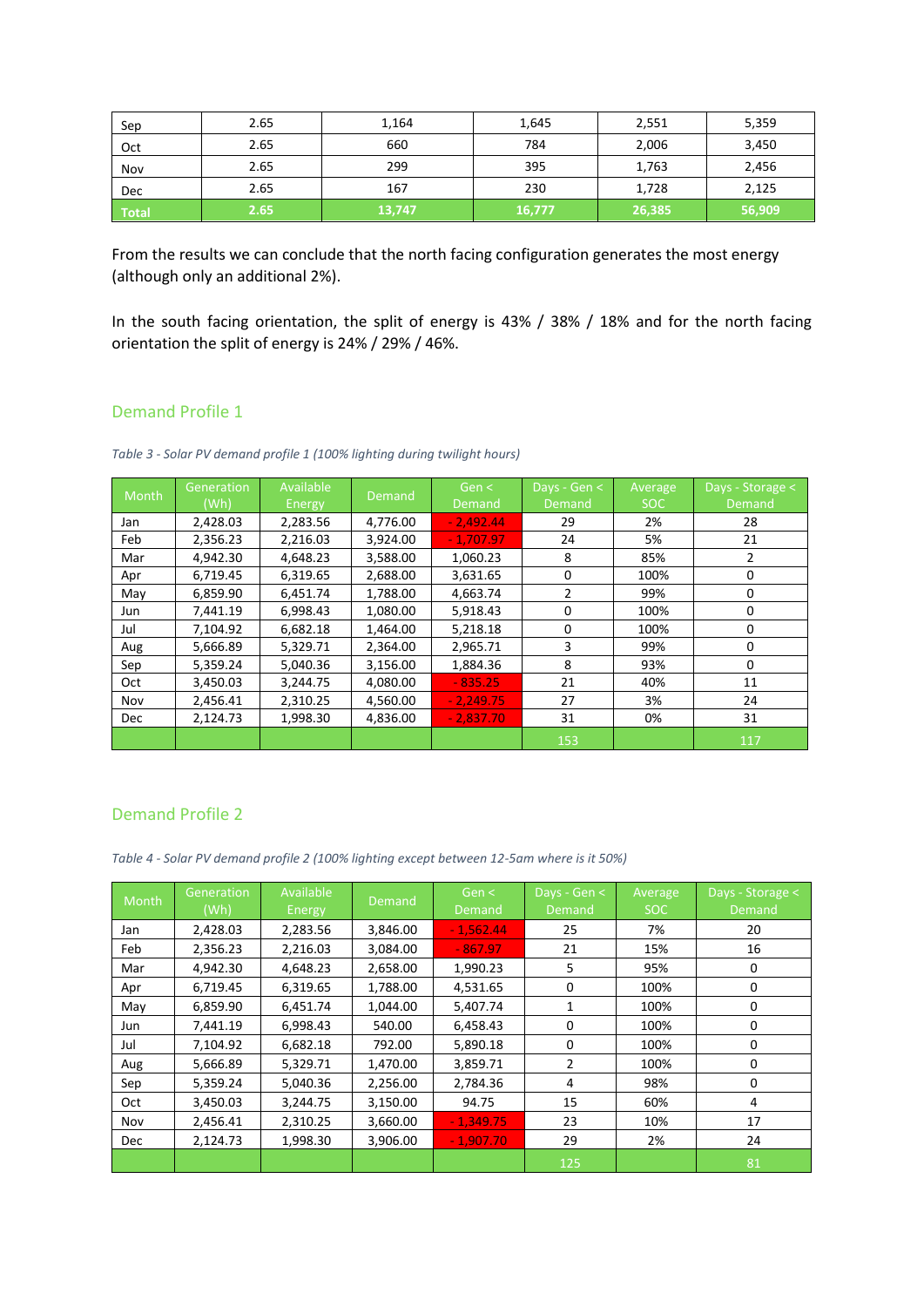| Sep | 2.65 | 1,164 | 1,645 | 2,551 | 5,359 |
|---|---|---|---|---|---|
| Oct | 2.65 | 660 | 784 | 2,006 | 3,450 |
| Nov | 2.65 | 299 | 395 | 1,763 | 2,456 |
| Dec | 2.65 | 167 | 230 | 1,728 | 2,125 |
| **Total** | **2.65** | **13,747** | **16,777** | **26,385** | **56,909** |

From the results we can conclude that the north facing configuration generates the most energy (although only an additional 2%).

In the south facing orientation, the split of energy is 43% / 38% / 18% and for the north facing orientation the split of energy is 24% / 29% / 46%.

## Demand Profile 1

*Table 3 - Solar PV demand profile 1 (100% lighting during twilight hours)*

| Month | Generation (Wh) | Available Energy | Demand | Gen < Demand | Days - Gen < Demand | Average SOC | Days - Storage < Demand |
|---|---|---|---|---|---|---|---|
| Jan | 2,428.03 | 2,283.56 | 4,776.00 | - 2,492.44 | 29 | 2% | 28 |
| Feb | 2,356.23 | 2,216.03 | 3,924.00 | - 1,707.97 | 24 | 5% | 21 |
| Mar | 4,942.30 | 4,648.23 | 3,588.00 | 1,060.23 | 8 | 85% | 2 |
| Apr | 6,719.45 | 6,319.65 | 2,688.00 | 3,631.65 | 0 | 100% | 0 |
| May | 6,859.90 | 6,451.74 | 1,788.00 | 4,663.74 | 2 | 99% | 0 |
| Jun | 7,441.19 | 6,998.43 | 1,080.00 | 5,918.43 | 0 | 100% | 0 |
| Jul | 7,104.92 | 6,682.18 | 1,464.00 | 5,218.18 | 0 | 100% | 0 |
| Aug | 5,666.89 | 5,329.71 | 2,364.00 | 2,965.71 | 3 | 99% | 0 |
| Sep | 5,359.24 | 5,040.36 | 3,156.00 | 1,884.36 | 8 | 93% | 0 |
| Oct | 3,450.03 | 3,244.75 | 4,080.00 | - 835.25 | 21 | 40% | 11 |
| Nov | 2,456.41 | 2,310.25 | 4,560.00 | - 2,249.75 | 27 | 3% | 24 |
| Dec | 2,124.73 | 1,998.30 | 4,836.00 | - 2,837.70 | 31 | 0% | 31 |
| | | | | | 153 | | 117 |

## Demand Profile 2

*Table 4 - Solar PV demand profile 2 (100% lighting except between 12-5am where is it 50%)*

| Month | Generation (Wh) | Available Energy | Demand | Gen < Demand | Days - Gen < Demand | Average SOC | Days - Storage < Demand |
|---|---|---|---|---|---|---|---|
| Jan | 2,428.03 | 2,283.56 | 3,846.00 | - 1,562.44 | 25 | 7% | 20 |
| Feb | 2,356.23 | 2,216.03 | 3,084.00 | - 867.97 | 21 | 15% | 16 |
| Mar | 4,942.30 | 4,648.23 | 2,658.00 | 1,990.23 | 5 | 95% | 0 |
| Apr | 6,719.45 | 6,319.65 | 1,788.00 | 4,531.65 | 0 | 100% | 0 |
| May | 6,859.90 | 6,451.74 | 1,044.00 | 5,407.74 | 1 | 100% | 0 |
| Jun | 7,441.19 | 6,998.43 | 540.00 | 6,458.43 | 0 | 100% | 0 |
| Jul | 7,104.92 | 6,682.18 | 792.00 | 5,890.18 | 0 | 100% | 0 |
| Aug | 5,666.89 | 5,329.71 | 1,470.00 | 3,859.71 | 2 | 100% | 0 |
| Sep | 5,359.24 | 5,040.36 | 2,256.00 | 2,784.36 | 4 | 98% | 0 |
| Oct | 3,450.03 | 3,244.75 | 3,150.00 | 94.75 | 15 | 60% | 4 |
| Nov | 2,456.41 | 2,310.25 | 3,660.00 | - 1,349.75 | 23 | 10% | 17 |
| Dec | 2,124.73 | 1,998.30 | 3,906.00 | - 1,907.70 | 29 | 2% | 24 |
| | | | | | 125 | | 81 |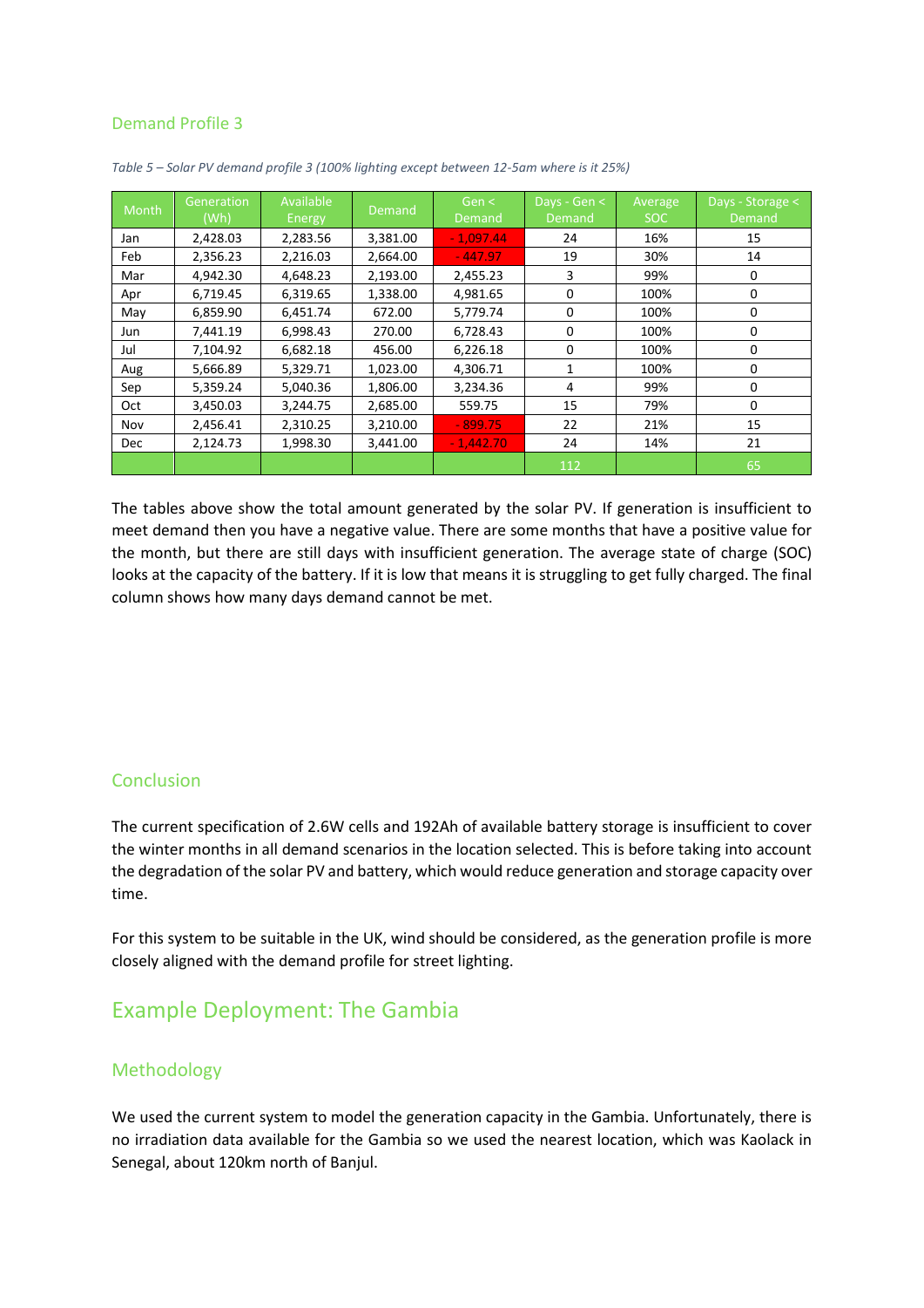## Demand Profile 3

*Table 5 – Solar PV demand profile 3 (100% lighting except between 12-5am where is it 25%)*

| Month | Generation (Wh) | Available Energy | Demand | Gen < Demand | Days - Gen < Demand | Average SOC | Days - Storage < Demand |
|---|---|---|---|---|---|---|---|
| Jan | 2,428.03 | 2,283.56 | 3,381.00 | - 1,097.44 | 24 | 16% | 15 |
| Feb | 2,356.23 | 2,216.03 | 2,664.00 | - 447.97 | 19 | 30% | 14 |
| Mar | 4,942.30 | 4,648.23 | 2,193.00 | 2,455.23 | 3 | 99% | 0 |
| Apr | 6,719.45 | 6,319.65 | 1,338.00 | 4,981.65 | 0 | 100% | 0 |
| May | 6,859.90 | 6,451.74 | 672.00 | 5,779.74 | 0 | 100% | 0 |
| Jun | 7,441.19 | 6,998.43 | 270.00 | 6,728.43 | 0 | 100% | 0 |
| Jul | 7,104.92 | 6,682.18 | 456.00 | 6,226.18 | 0 | 100% | 0 |
| Aug | 5,666.89 | 5,329.71 | 1,023.00 | 4,306.71 | 1 | 100% | 0 |
| Sep | 5,359.24 | 5,040.36 | 1,806.00 | 3,234.36 | 4 | 99% | 0 |
| Oct | 3,450.03 | 3,244.75 | 2,685.00 | 559.75 | 15 | 79% | 0 |
| Nov | 2,456.41 | 2,310.25 | 3,210.00 | - 899.75 | 22 | 21% | 15 |
| Dec | 2,124.73 | 1,998.30 | 3,441.00 | - 1,442.70 | 24 | 14% | 21 |
| | | | | | 112 | | 65 |

The tables above show the total amount generated by the solar PV. If generation is insufficient to meet demand then you have a negative value. There are some months that have a positive value for the month, but there are still days with insufficient generation. The average state of charge (SOC) looks at the capacity of the battery. If it is low that means it is struggling to get fully charged. The final column shows how many days demand cannot be met.

## Conclusion

The current specification of 2.6W cells and 192Ah of available battery storage is insufficient to cover the winter months in all demand scenarios in the location selected. This is before taking into account the degradation of the solar PV and battery, which would reduce generation and storage capacity over time.

For this system to be suitable in the UK, wind should be considered, as the generation profile is more closely aligned with the demand profile for street lighting.

# Example Deployment: The Gambia

## Methodology

We used the current system to model the generation capacity in the Gambia. Unfortunately, there is no irradiation data available for the Gambia so we used the nearest location, which was Kaolack in Senegal, about 120km north of Banjul.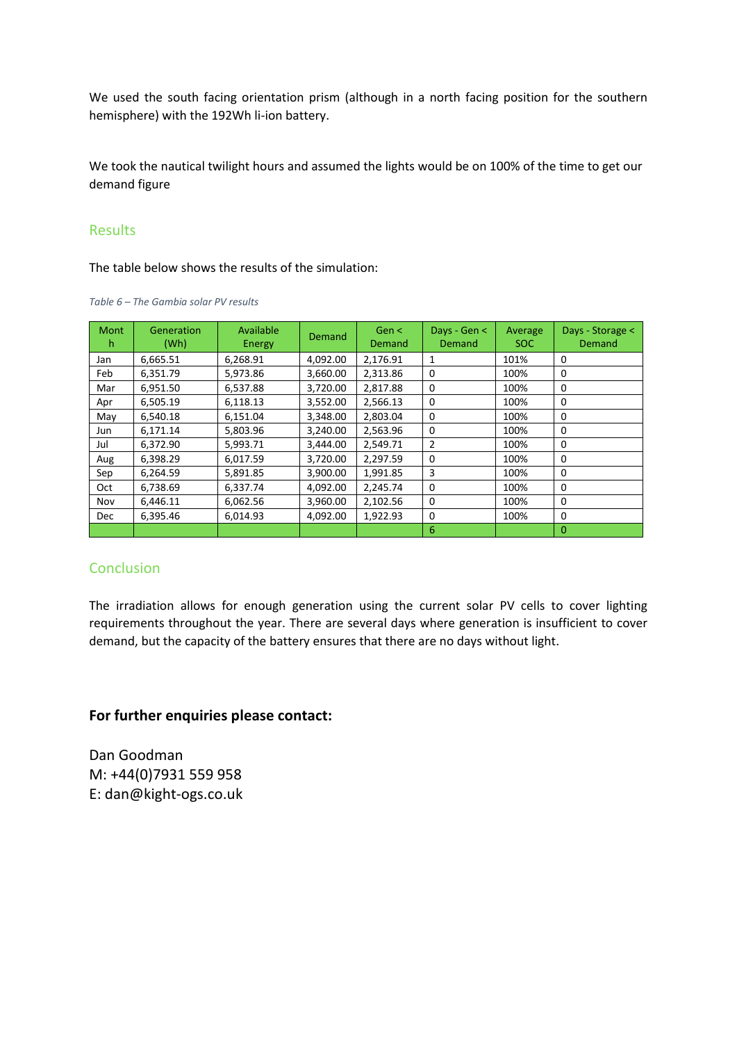We used the south facing orientation prism (although in a north facing position for the southern hemisphere) with the 192Wh li-ion battery.

We took the nautical twilight hours and assumed the lights would be on 100% of the time to get our demand figure

## Results

The table below shows the results of the simulation:

*Table 6 – The Gambia solar PV results*

| Month | Generation (Wh) | Available Energy | Demand | Gen < Demand | Days - Gen < Demand | Average SOC | Days - Storage < Demand |
|---|---|---|---|---|---|---|---|
| Jan | 6,665.51 | 6,268.91 | 4,092.00 | 2,176.91 | 1 | 101% | 0 |
| Feb | 6,351.79 | 5,973.86 | 3,660.00 | 2,313.86 | 0 | 100% | 0 |
| Mar | 6,951.50 | 6,537.88 | 3,720.00 | 2,817.88 | 0 | 100% | 0 |
| Apr | 6,505.19 | 6,118.13 | 3,552.00 | 2,566.13 | 0 | 100% | 0 |
| May | 6,540.18 | 6,151.04 | 3,348.00 | 2,803.04 | 0 | 100% | 0 |
| Jun | 6,171.14 | 5,803.96 | 3,240.00 | 2,563.96 | 0 | 100% | 0 |
| Jul | 6,372.90 | 5,993.71 | 3,444.00 | 2,549.71 | 2 | 100% | 0 |
| Aug | 6,398.29 | 6,017.59 | 3,720.00 | 2,297.59 | 0 | 100% | 0 |
| Sep | 6,264.59 | 5,891.85 | 3,900.00 | 1,991.85 | 3 | 100% | 0 |
| Oct | 6,738.69 | 6,337.74 | 4,092.00 | 2,245.74 | 0 | 100% | 0 |
| Nov | 6,446.11 | 6,062.56 | 3,960.00 | 2,102.56 | 0 | 100% | 0 |
| Dec | 6,395.46 | 6,014.93 | 4,092.00 | 1,922.93 | 0 | 100% | 0 |
| | | | | | 6 | | 0 |

## Conclusion

The irradiation allows for enough generation using the current solar PV cells to cover lighting requirements throughout the year. There are several days where generation is insufficient to cover demand, but the capacity of the battery ensures that there are no days without light.

### For further enquiries please contact:

Dan Goodman
M: +44(0)7931 559 958
E: dan@kight-ogs.co.uk